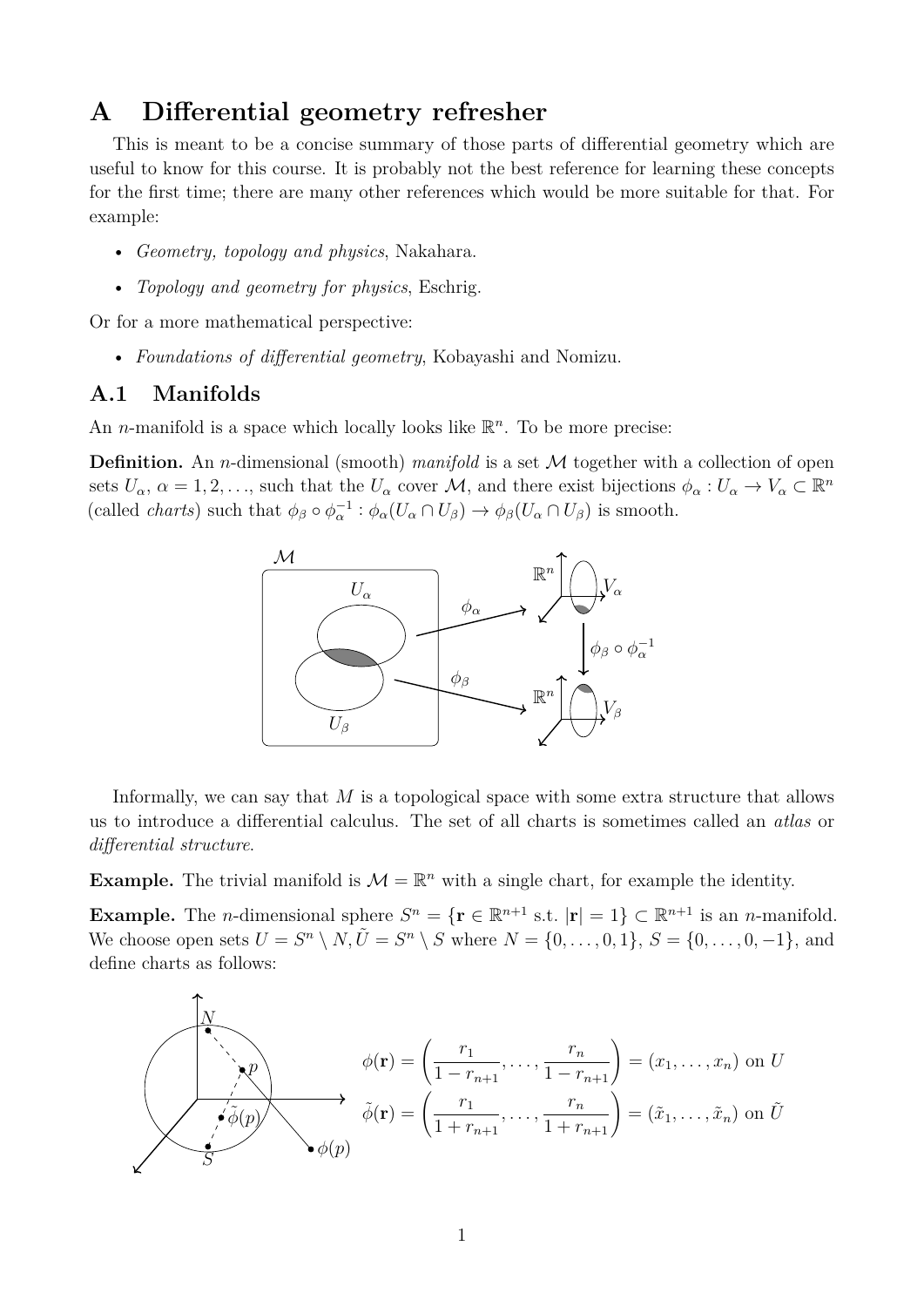# A Differential geometry refresher

This is meant to be a concise summary of those parts of differential geometry which are useful to know for this course. It is probably not the best reference for learning these concepts for the first time; there are many other references which would be more suitable for that. For example:

- *Geometry, topology and physics*, Nakahara.
- *Topology and geometry for physics*, Eschrig.

Or for a more mathematical perspective:

- *Foundations of differential geometry*, Kobayashi and Nomizu.

## A.1 Manifolds

An $n$-manifold is a space which locally looks like $\mathbb{R}^n$. To be more precise:

**Definition.** An $n$-dimensional (smooth) *manifold* is a set $\mathcal{M}$ together with a collection of open sets $U_\alpha$, $\alpha = 1, 2, \ldots$, such that the $U_\alpha$ cover $\mathcal{M}$, and there exist bijections $\phi_\alpha : U_\alpha \to V_\alpha \subset \mathbb{R}^n$ (called *charts*) such that $\phi_\beta \circ \phi_\alpha^{-1} : \phi_\alpha(U_\alpha \cap U_\beta) \to \phi_\beta(U_\alpha \cap U_\beta)$ is smooth.

Informally, we can say that $M$ is a topological space with some extra structure that allows us to introduce a differential calculus. The set of all charts is sometimes called an *atlas* or *differential structure*.

**Example.** The trivial manifold is $\mathcal{M} = \mathbb{R}^n$ with a single chart, for example the identity.

**Example.** The $n$-dimensional sphere $S^n = \{\mathbf{r} \in \mathbb{R}^{n+1} \text{ s.t. } |\mathbf{r}| = 1\} \subset \mathbb{R}^{n+1}$ is an $n$-manifold. We choose open sets $U = S^n \setminus N, \tilde{U} = S^n \setminus S$ where $N = \{0, \ldots, 0, 1\}$, $S = \{0, \ldots, 0, -1\}$, and define charts as follows:

$$\phi(\mathbf{r}) = \left( \frac{r_1}{1 - r_{n+1}}, \ldots, \frac{r_n}{1 - r_{n+1}} \right) = (x_1, \ldots, x_n) \text{ on } U$$

$$\tilde{\phi}(\mathbf{r}) = \left( \frac{r_1}{1 + r_{n+1}}, \ldots, \frac{r_n}{1 + r_{n+1}} \right) = (\tilde{x}_1, \ldots, \tilde{x}_n) \text{ on } \tilde{U}$$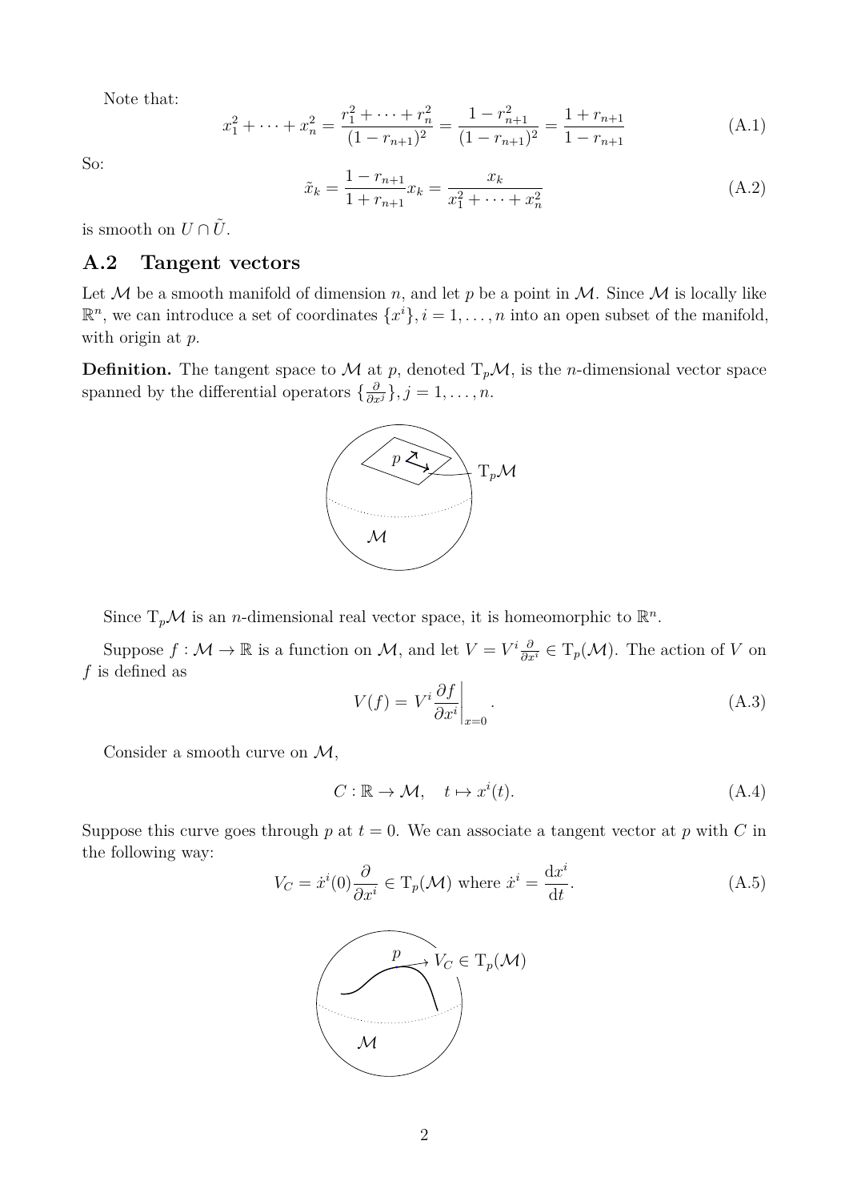Note that:

$$x_1^2 + \cdots + x_n^2 = \frac{r_1^2 + \cdots + r_n^2}{(1 - r_{n+1})^2} = \frac{1 - r_{n+1}^2}{(1 - r_{n+1})^2} = \frac{1 + r_{n+1}}{1 - r_{n+1}} \tag{A.1}$$

So:

$$\tilde{x}_k = \frac{1 - r_{n+1}}{1 + r_{n+1}} x_k = \frac{x_k}{x_1^2 + \cdots + x_n^2} \tag{A.2}$$

is smooth on $U \cap \tilde{U}$.

## A.2 Tangent vectors

Let $\mathcal{M}$ be a smooth manifold of dimension $n$, and let $p$ be a point in $\mathcal{M}$. Since $\mathcal{M}$ is locally like $\mathbb{R}^n$, we can introduce a set of coordinates $\{x^i\}, i = 1, \ldots, n$ into an open subset of the manifold, with origin at $p$.

**Definition.** The tangent space to $\mathcal{M}$ at $p$, denoted $\mathrm{T}_p\mathcal{M}$, is the $n$-dimensional vector space spanned by the differential operators $\{\frac{\partial}{\partial x^j}\}, j = 1, \ldots, n$.

Since $\mathrm{T}_p\mathcal{M}$ is an $n$-dimensional real vector space, it is homeomorphic to $\mathbb{R}^n$.

Suppose $f : \mathcal{M} \to \mathbb{R}$ is a function on $\mathcal{M}$, and let $V = V^i \frac{\partial}{\partial x^i} \in \mathrm{T}_p(\mathcal{M})$. The action of $V$ on $f$ is defined as

$$V(f) = V^i \frac{\partial f}{\partial x^i}\bigg|_{x=0}. \tag{A.3}$$

Consider a smooth curve on $\mathcal{M}$,

$$C : \mathbb{R} \to \mathcal{M}, \quad t \mapsto x^i(t). \tag{A.4}$$

Suppose this curve goes through $p$ at $t = 0$. We can associate a tangent vector at $p$ with $C$ in the following way:

$$V_C = \dot{x}^i(0) \frac{\partial}{\partial x^i} \in \mathrm{T}_p(\mathcal{M}) \text{ where } \dot{x}^i = \frac{\mathrm{d}x^i}{\mathrm{d}t}. \tag{A.5}$$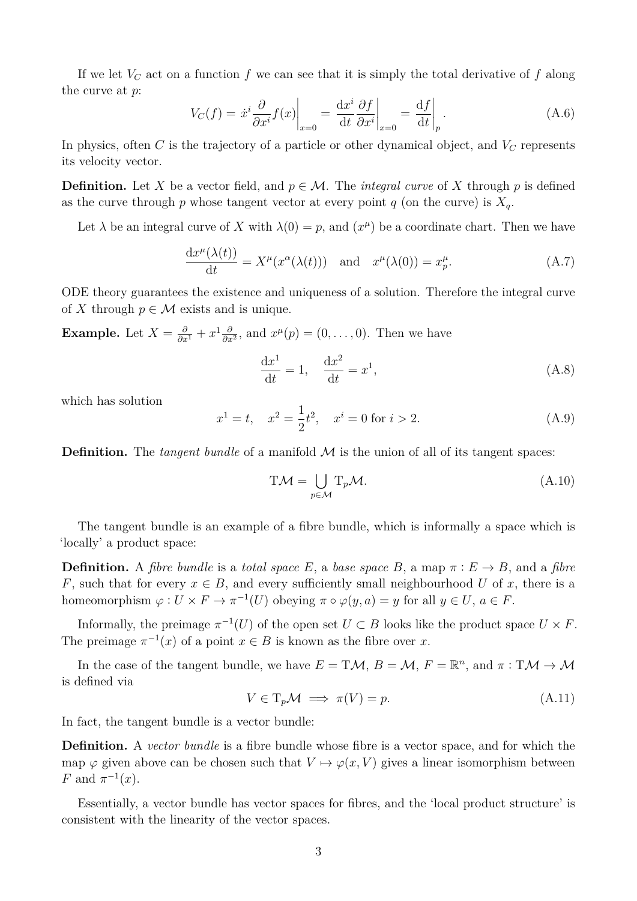If we let $V_C$ act on a function $f$ we can see that it is simply the total derivative of $f$ along the curve at $p$:

$$V_C(f) = \dot{x}^i \frac{\partial}{\partial x^i} f(x)\bigg|_{x=0} = \frac{\mathrm{d}x^i}{\mathrm{d}t}\frac{\partial f}{\partial x^i}\bigg|_{x=0} = \frac{\mathrm{d}f}{\mathrm{d}t}\bigg|_p . \tag{A.6}$$

In physics, often $C$ is the trajectory of a particle or other dynamical object, and $V_C$ represents its velocity vector.

**Definition.** Let $X$ be a vector field, and $p \in \mathcal{M}$. The *integral curve* of $X$ through $p$ is defined as the curve through $p$ whose tangent vector at every point $q$ (on the curve) is $X_q$.

Let $\lambda$ be an integral curve of $X$ with $\lambda(0) = p$, and $(x^\mu)$ be a coordinate chart. Then we have

$$\frac{\mathrm{d}x^\mu(\lambda(t))}{\mathrm{d}t} = X^\mu(x^\alpha(\lambda(t))) \quad \text{and} \quad x^\mu(\lambda(0)) = x_p^\mu. \tag{A.7}$$

ODE theory guarantees the existence and uniqueness of a solution. Therefore the integral curve of $X$ through $p \in \mathcal{M}$ exists and is unique.

**Example.** Let $X = \frac{\partial}{\partial x^1} + x^1 \frac{\partial}{\partial x^2}$, and $x^\mu(p) = (0, \dots, 0)$. Then we have

$$\frac{\mathrm{d}x^1}{\mathrm{d}t} = 1, \quad \frac{\mathrm{d}x^2}{\mathrm{d}t} = x^1, \tag{A.8}$$

which has solution

$$x^1 = t, \quad x^2 = \frac{1}{2}t^2, \quad x^i = 0 \text{ for } i > 2. \tag{A.9}$$

**Definition.** The *tangent bundle* of a manifold $\mathcal{M}$ is the union of all of its tangent spaces:

$$\mathrm{T}\mathcal{M} = \bigcup_{p \in \mathcal{M}} \mathrm{T}_p\mathcal{M}. \tag{A.10}$$

The tangent bundle is an example of a fibre bundle, which is informally a space which is 'locally' a product space:

**Definition.** A *fibre bundle* is a *total space* $E$, a *base space* $B$, a map $\pi : E \to B$, and a *fibre* $F$, such that for every $x \in B$, and every sufficiently small neighbourhood $U$ of $x$, there is a homeomorphism $\varphi : U \times F \to \pi^{-1}(U)$ obeying $\pi \circ \varphi(y, a) = y$ for all $y \in U$, $a \in F$.

Informally, the preimage $\pi^{-1}(U)$ of the open set $U \subset B$ looks like the product space $U \times F$. The preimage $\pi^{-1}(x)$ of a point $x \in B$ is known as the fibre over $x$.

In the case of the tangent bundle, we have $E = \mathrm{T}\mathcal{M}$, $B = \mathcal{M}$, $F = \mathbb{R}^n$, and $\pi : \mathrm{T}\mathcal{M} \to \mathcal{M}$ is defined via

$$V \in \mathrm{T}_p\mathcal{M} \implies \pi(V) = p. \tag{A.11}$$

In fact, the tangent bundle is a vector bundle:

**Definition.** A *vector bundle* is a fibre bundle whose fibre is a vector space, and for which the map $\varphi$ given above can be chosen such that $V \mapsto \varphi(x, V)$ gives a linear isomorphism between $F$ and $\pi^{-1}(x)$.

Essentially, a vector bundle has vector spaces for fibres, and the 'local product structure' is consistent with the linearity of the vector spaces.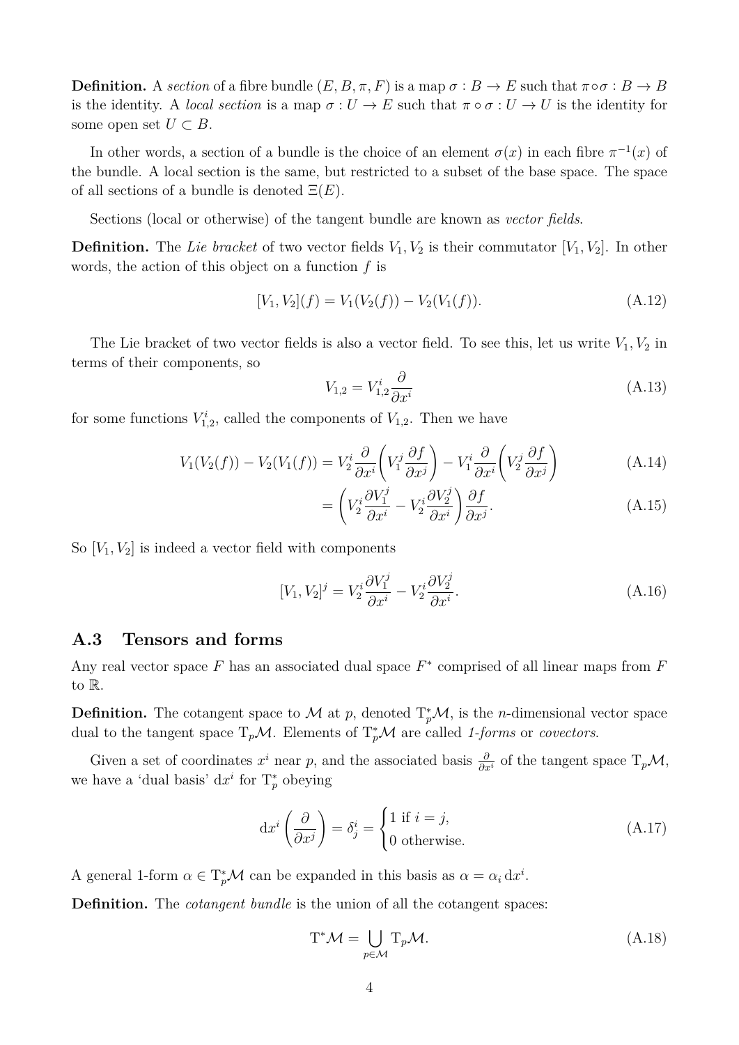**Definition.** A *section* of a fibre bundle $(E, B, \pi, F)$ is a map $\sigma : B \to E$ such that $\pi \circ \sigma : B \to B$ is the identity. A *local section* is a map $\sigma : U \to E$ such that $\pi \circ \sigma : U \to U$ is the identity for some open set $U \subset B$.

In other words, a section of a bundle is the choice of an element $\sigma(x)$ in each fibre $\pi^{-1}(x)$ of the bundle. A local section is the same, but restricted to a subset of the base space. The space of all sections of a bundle is denoted $\Xi(E)$.

Sections (local or otherwise) of the tangent bundle are known as *vector fields*.

**Definition.** The *Lie bracket* of two vector fields $V_1, V_2$ is their commutator $[V_1, V_2]$. In other words, the action of this object on a function $f$ is

$$[V_1, V_2](f) = V_1(V_2(f)) - V_2(V_1(f)). \tag{A.12}$$

The Lie bracket of two vector fields is also a vector field. To see this, let us write $V_1, V_2$ in terms of their components, so

$$V_{1,2} = V_{1,2}^i \frac{\partial}{\partial x^i} \tag{A.13}$$

for some functions $V_{1,2}^i$, called the components of $V_{1,2}$. Then we have

$$V_1(V_2(f)) - V_2(V_1(f)) = V_2^i \frac{\partial}{\partial x^i}\left(V_1^j \frac{\partial f}{\partial x^j}\right) - V_1^i \frac{\partial}{\partial x^i}\left(V_2^j \frac{\partial f}{\partial x^j}\right) \tag{A.14}$$

$$= \left(V_2^i \frac{\partial V_1^j}{\partial x^i} - V_2^i \frac{\partial V_2^j}{\partial x^i}\right) \frac{\partial f}{\partial x^j}. \tag{A.15}$$

So $[V_1, V_2]$ is indeed a vector field with components

$$[V_1, V_2]^j = V_2^i \frac{\partial V_1^j}{\partial x^i} - V_2^i \frac{\partial V_2^j}{\partial x^i}. \tag{A.16}$$

## A.3 Tensors and forms

Any real vector space $F$ has an associated dual space $F^*$ comprised of all linear maps from $F$ to $\mathbb{R}$.

**Definition.** The cotangent space to $\mathcal{M}$ at $p$, denoted $\mathrm{T}_p^*\mathcal{M}$, is the $n$-dimensional vector space dual to the tangent space $\mathrm{T}_p\mathcal{M}$. Elements of $\mathrm{T}_p^*\mathcal{M}$ are called *1-forms* or *covectors*.

Given a set of coordinates $x^i$ near $p$, and the associated basis $\frac{\partial}{\partial x^i}$ of the tangent space $\mathrm{T}_p\mathcal{M}$, we have a 'dual basis' $\mathrm{d}x^i$ for $\mathrm{T}_p^*$ obeying

$$\mathrm{d}x^i\left(\frac{\partial}{\partial x^j}\right) = \delta_j^i = \begin{cases} 1 \text{ if } i = j, \\ 0 \text{ otherwise.} \end{cases} \tag{A.17}$$

A general 1-form $\alpha \in \mathrm{T}_p^*\mathcal{M}$ can be expanded in this basis as $\alpha = \alpha_i\, \mathrm{d}x^i$.

**Definition.** The *cotangent bundle* is the union of all the cotangent spaces:

$$\mathrm{T}^*\mathcal{M} = \bigcup_{p \in \mathcal{M}} \mathrm{T}_p\mathcal{M}. \tag{A.18}$$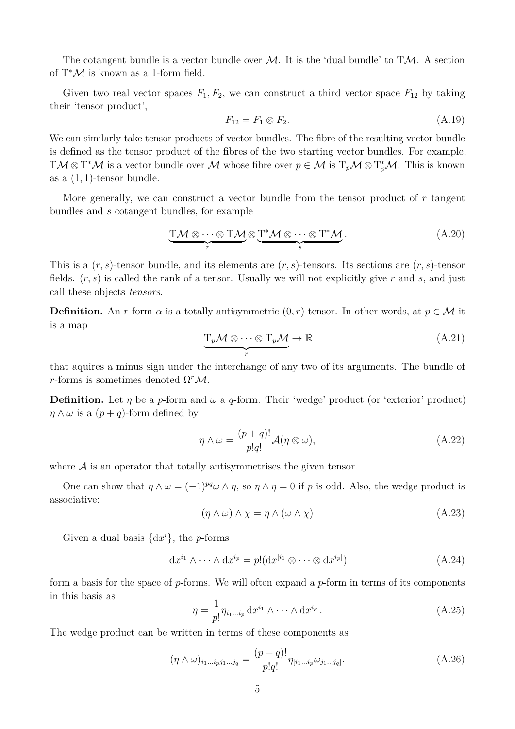The cotangent bundle is a vector bundle over $\mathcal{M}$. It is the 'dual bundle' to $\mathrm{T}\mathcal{M}$. A section of $\mathrm{T}^*\mathcal{M}$ is known as a 1-form field.

Given two real vector spaces $F_1, F_2$, we can construct a third vector space $F_{12}$ by taking their 'tensor product',

$$F_{12} = F_1 \otimes F_2. \tag{A.19}$$

We can similarly take tensor products of vector bundles. The fibre of the resulting vector bundle is defined as the tensor product of the fibres of the two starting vector bundles. For example, $\mathrm{T}\mathcal{M} \otimes \mathrm{T}^*\mathcal{M}$ is a vector bundle over $\mathcal{M}$ whose fibre over $p \in \mathcal{M}$ is $\mathrm{T}_p\mathcal{M} \otimes \mathrm{T}^*_p\mathcal{M}$. This is known as a $(1,1)$-tensor bundle.

More generally, we can construct a vector bundle from the tensor product of $r$ tangent bundles and $s$ cotangent bundles, for example

$$\underbrace{\mathrm{T}\mathcal{M} \otimes \cdots \otimes \mathrm{T}\mathcal{M}}_{r} \otimes \underbrace{\mathrm{T}^*\mathcal{M} \otimes \cdots \otimes \mathrm{T}^*\mathcal{M}}_{s}. \tag{A.20}$$

This is a $(r,s)$-tensor bundle, and its elements are $(r,s)$-tensors. Its sections are $(r,s)$-tensor fields. $(r,s)$ is called the rank of a tensor. Usually we will not explicitly give $r$ and $s$, and just call these objects *tensors*.

**Definition.** An $r$-form $\alpha$ is a totally antisymmetric $(0,r)$-tensor. In other words, at $p \in \mathcal{M}$ it is a map

$$\underbrace{\mathrm{T}_p\mathcal{M} \otimes \cdots \otimes \mathrm{T}_p\mathcal{M}}_{r} \to \mathbb{R} \tag{A.21}$$

that aquires a minus sign under the interchange of any two of its arguments. The bundle of $r$-forms is sometimes denoted $\Omega^r\mathcal{M}$.

**Definition.** Let $\eta$ be a $p$-form and $\omega$ a $q$-form. Their 'wedge' product (or 'exterior' product) $\eta \wedge \omega$ is a $(p+q)$-form defined by

$$\eta \wedge \omega = \frac{(p+q)!}{p!q!}\mathcal{A}(\eta \otimes \omega), \tag{A.22}$$

where $\mathcal{A}$ is an operator that totally antisymmetrises the given tensor.

One can show that $\eta \wedge \omega = (-1)^{pq}\omega \wedge \eta$, so $\eta \wedge \eta = 0$ if $p$ is odd. Also, the wedge product is associative:

$$(\eta \wedge \omega) \wedge \chi = \eta \wedge (\omega \wedge \chi) \tag{A.23}$$

Given a dual basis $\{\mathrm{d}x^i\}$, the $p$-forms

$$\mathrm{d}x^{i_1} \wedge \cdots \wedge \mathrm{d}x^{i_p} = p!(\mathrm{d}x^{[i_1} \otimes \cdots \otimes \mathrm{d}x^{i_p]}) \tag{A.24}$$

form a basis for the space of $p$-forms. We will often expand a $p$-form in terms of its components in this basis as

$$\eta = \frac{1}{p!}\eta_{i_1 \ldots i_p}\, \mathrm{d}x^{i_1} \wedge \cdots \wedge \mathrm{d}x^{i_p}\,. \tag{A.25}$$

The wedge product can be written in terms of these components as

$$(\eta \wedge \omega)_{i_1 \ldots i_p j_1 \ldots j_q} = \frac{(p+q)!}{p!q!}\eta_{[i_1 \ldots i_p}\omega_{j_1 \ldots j_q]}. \tag{A.26}$$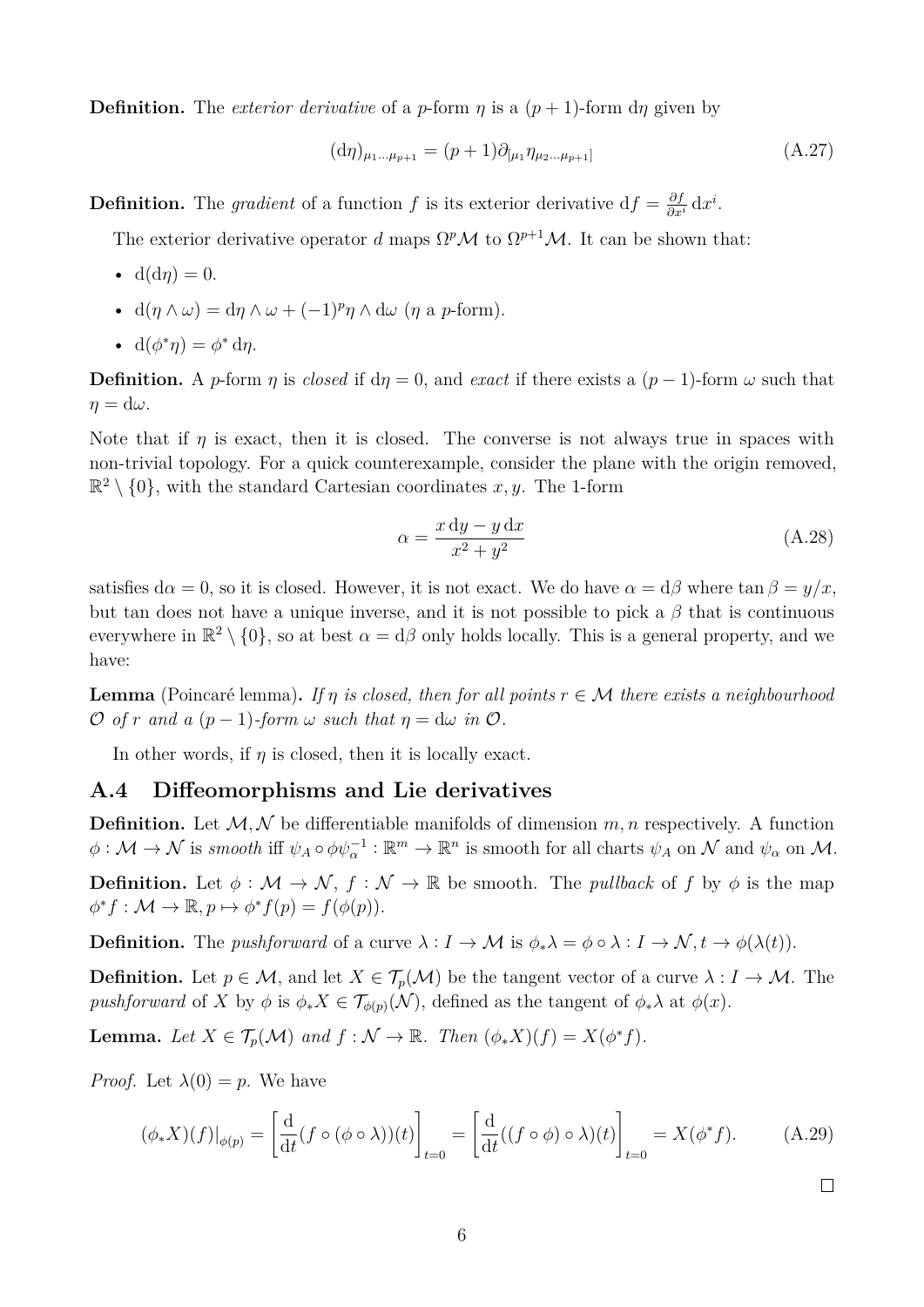**Definition.** The *exterior derivative* of a $p$-form $\eta$ is a $(p+1)$-form $\mathrm{d}\eta$ given by

$$(\mathrm{d}\eta)_{\mu_1\cdots\mu_{p+1}} = (p+1)\partial_{[\mu_1}\eta_{\mu_2\cdots\mu_{p+1}]} \tag{A.27}$$

**Definition.** The *gradient* of a function $f$ is its exterior derivative $\mathrm{d}f = \frac{\partial f}{\partial x^i}\,\mathrm{d}x^i$.

The exterior derivative operator $d$ maps $\Omega^p\mathcal{M}$ to $\Omega^{p+1}\mathcal{M}$. It can be shown that:

- $\mathrm{d}(\mathrm{d}\eta) = 0$.
- $\mathrm{d}(\eta \wedge \omega) = \mathrm{d}\eta \wedge \omega + (-1)^p \eta \wedge \mathrm{d}\omega$ ($\eta$ a $p$-form).
- $\mathrm{d}(\phi^*\eta) = \phi^*\,\mathrm{d}\eta$.

**Definition.** A $p$-form $\eta$ is *closed* if $\mathrm{d}\eta = 0$, and *exact* if there exists a $(p-1)$-form $\omega$ such that $\eta = \mathrm{d}\omega$.

Note that if $\eta$ is exact, then it is closed. The converse is not always true in spaces with non-trivial topology. For a quick counterexample, consider the plane with the origin removed, $\mathbb{R}^2 \setminus \{0\}$, with the standard Cartesian coordinates $x, y$. The 1-form

$$\alpha = \frac{x\,\mathrm{d}y - y\,\mathrm{d}x}{x^2 + y^2} \tag{A.28}$$

satisfies $\mathrm{d}\alpha = 0$, so it is closed. However, it is not exact. We do have $\alpha = \mathrm{d}\beta$ where $\tan\beta = y/x$, but tan does not have a unique inverse, and it is not possible to pick a $\beta$ that is continuous everywhere in $\mathbb{R}^2 \setminus \{0\}$, so at best $\alpha = \mathrm{d}\beta$ only holds locally. This is a general property, and we have:

**Lemma** (Poincaré lemma)**.** *If $\eta$ is closed, then for all points $r \in \mathcal{M}$ there exists a neighbourhood $\mathcal{O}$ of $r$ and a $(p-1)$-form $\omega$ such that $\eta = \mathrm{d}\omega$ in $\mathcal{O}$.*

In other words, if $\eta$ is closed, then it is locally exact.

## A.4 Diffeomorphisms and Lie derivatives

**Definition.** Let $\mathcal{M}, \mathcal{N}$ be differentiable manifolds of dimension $m, n$ respectively. A function $\phi : \mathcal{M} \to \mathcal{N}$ is *smooth* iff $\psi_A \circ \phi\psi_\alpha^{-1} : \mathbb{R}^m \to \mathbb{R}^n$ is smooth for all charts $\psi_A$ on $\mathcal{N}$ and $\psi_\alpha$ on $\mathcal{M}$.

**Definition.** Let $\phi : \mathcal{M} \to \mathcal{N}$, $f : \mathcal{N} \to \mathbb{R}$ be smooth. The *pullback* of $f$ by $\phi$ is the map $\phi^* f : \mathcal{M} \to \mathbb{R}, p \mapsto \phi^* f(p) = f(\phi(p))$.

**Definition.** The *pushforward* of a curve $\lambda : I \to \mathcal{M}$ is $\phi_*\lambda = \phi \circ \lambda : I \to \mathcal{N}, t \to \phi(\lambda(t))$.

**Definition.** Let $p \in \mathcal{M}$, and let $X \in \mathcal{T}_p(\mathcal{M})$ be the tangent vector of a curve $\lambda : I \to \mathcal{M}$. The *pushforward* of $X$ by $\phi$ is $\phi_* X \in \mathcal{T}_{\phi(p)}(\mathcal{N})$, defined as the tangent of $\phi_*\lambda$ at $\phi(x)$.

**Lemma.** *Let $X \in \mathcal{T}_p(\mathcal{M})$ and $f : \mathcal{N} \to \mathbb{R}$. Then $(\phi_* X)(f) = X(\phi^* f)$.*

*Proof.* Let $\lambda(0) = p$. We have

$$(\phi_* X)(f)|_{\phi(p)} = \left[\frac{\mathrm{d}}{\mathrm{d}t}(f \circ (\phi \circ \lambda))(t)\right]_{t=0} = \left[\frac{\mathrm{d}}{\mathrm{d}t}((f \circ \phi) \circ \lambda)(t)\right]_{t=0} = X(\phi^* f). \tag{A.29}$$

□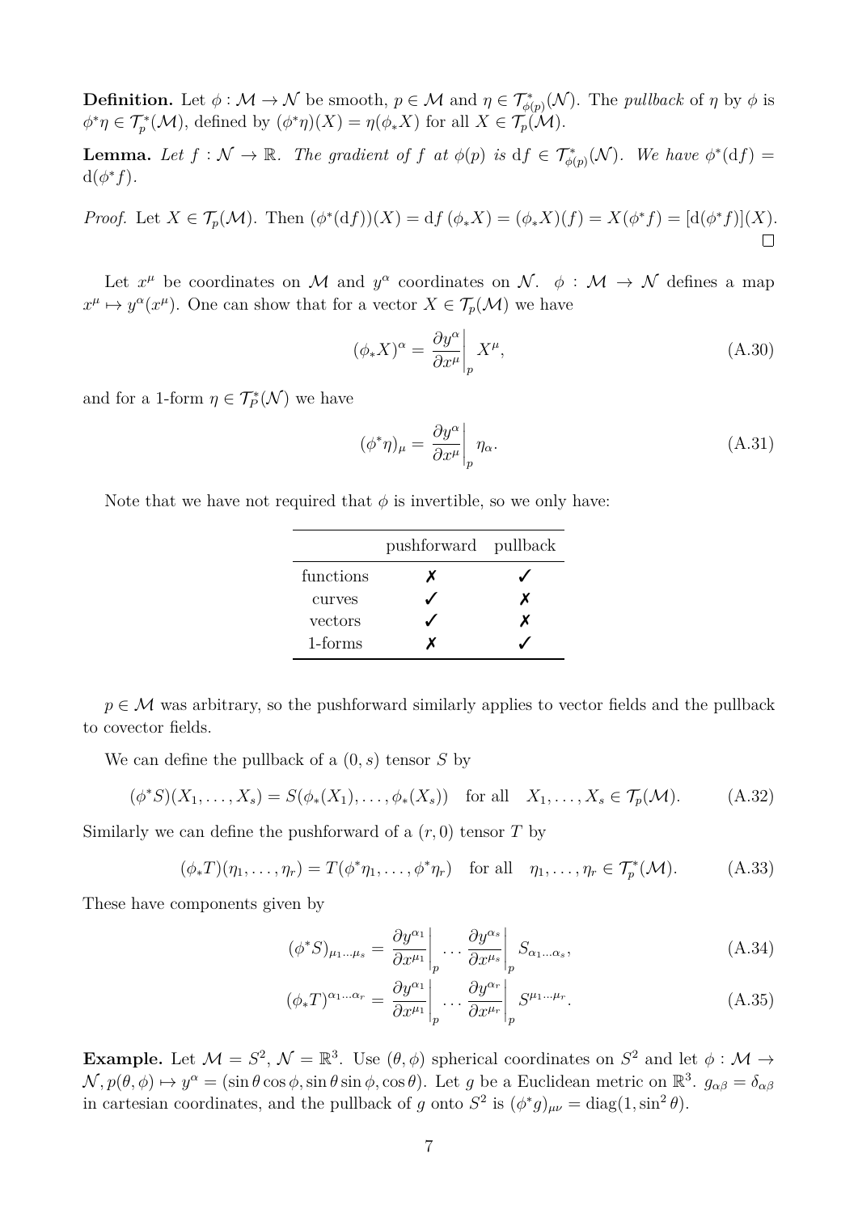**Definition.** Let $\phi : \mathcal{M} \to \mathcal{N}$ be smooth, $p \in \mathcal{M}$ and $\eta \in \mathcal{T}^*_{\phi(p)}(\mathcal{N})$. The *pullback* of $\eta$ by $\phi$ is $\phi^*\eta \in \mathcal{T}^*_p(\mathcal{M})$, defined by $(\phi^*\eta)(X) = \eta(\phi_* X)$ for all $X \in \mathcal{T}_p(\mathcal{M})$.

**Lemma.** *Let $f : \mathcal{N} \to \mathbb{R}$. The gradient of $f$ at $\phi(p)$ is $\mathrm{d}f \in \mathcal{T}^*_{\phi(p)}(\mathcal{N})$. We have $\phi^*(\mathrm{d}f) = \mathrm{d}(\phi^* f)$.*

*Proof.* Let $X \in \mathcal{T}_p(\mathcal{M})$. Then $(\phi^*(\mathrm{d}f))(X) = \mathrm{d}f\,(\phi_* X) = (\phi_* X)(f) = X(\phi^* f) = [\mathrm{d}(\phi^* f)](X)$. □

Let $x^\mu$ be coordinates on $\mathcal{M}$ and $y^\alpha$ coordinates on $\mathcal{N}$. $\phi : \mathcal{M} \to \mathcal{N}$ defines a map $x^\mu \mapsto y^\alpha(x^\mu)$. One can show that for a vector $X \in \mathcal{T}_p(\mathcal{M})$ we have

$$(\phi_* X)^\alpha = \left.\frac{\partial y^\alpha}{\partial x^\mu}\right|_p X^\mu, \tag{A.30}$$

and for a 1-form $\eta \in \mathcal{T}^*_P(\mathcal{N})$ we have

$$(\phi^*\eta)_\mu = \left.\frac{\partial y^\alpha}{\partial x^\mu}\right|_p \eta_\alpha. \tag{A.31}$$

Note that we have not required that $\phi$ is invertible, so we only have:

| | pushforward | pullback |
|---|---|---|
| functions | ✗ | ✓ |
| curves | ✓ | ✗ |
| vectors | ✓ | ✗ |
| 1-forms | ✗ | ✓ |

$p \in \mathcal{M}$ was arbitrary, so the pushforward similarly applies to vector fields and the pullback to covector fields.

We can define the pullback of a $(0, s)$ tensor $S$ by

$$(\phi^* S)(X_1, \ldots, X_s) = S(\phi_*(X_1), \ldots, \phi_*(X_s)) \quad \text{for all} \quad X_1, \ldots, X_s \in \mathcal{T}_p(\mathcal{M}). \tag{A.32}$$

Similarly we can define the pushforward of a $(r, 0)$ tensor $T$ by

$$(\phi_* T)(\eta_1, \ldots, \eta_r) = T(\phi^*\eta_1, \ldots, \phi^*\eta_r) \quad \text{for all} \quad \eta_1, \ldots, \eta_r \in \mathcal{T}^*_p(\mathcal{M}). \tag{A.33}$$

These have components given by

$$(\phi^* S)_{\mu_1 \ldots \mu_s} = \left.\frac{\partial y^{\alpha_1}}{\partial x^{\mu_1}}\right|_p \cdots \left.\frac{\partial y^{\alpha_s}}{\partial x^{\mu_s}}\right|_p S_{\alpha_1 \ldots \alpha_s}, \tag{A.34}$$

$$(\phi_* T)^{\alpha_1 \ldots \alpha_r} = \left.\frac{\partial y^{\alpha_1}}{\partial x^{\mu_1}}\right|_p \cdots \left.\frac{\partial y^{\alpha_r}}{\partial x^{\mu_r}}\right|_p S^{\mu_1 \ldots \mu_r}. \tag{A.35}$$

**Example.** Let $\mathcal{M} = S^2$, $\mathcal{N} = \mathbb{R}^3$. Use $(\theta, \phi)$ spherical coordinates on $S^2$ and let $\phi : \mathcal{M} \to \mathcal{N}, p(\theta, \phi) \mapsto y^\alpha = (\sin\theta\cos\phi, \sin\theta\sin\phi, \cos\theta)$. Let $g$ be a Euclidean metric on $\mathbb{R}^3$. $g_{\alpha\beta} = \delta_{\alpha\beta}$ in cartesian coordinates, and the pullback of $g$ onto $S^2$ is $(\phi^* g)_{\mu\nu} = \mathrm{diag}(1, \sin^2\theta)$.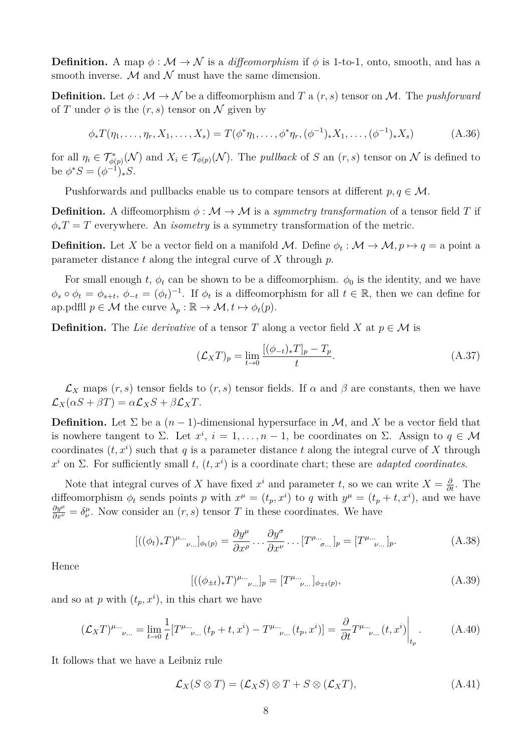**Definition.** A map $\phi : \mathcal{M} \to \mathcal{N}$ is a *diffeomorphism* if $\phi$ is 1-to-1, onto, smooth, and has a smooth inverse. $\mathcal{M}$ and $\mathcal{N}$ must have the same dimension.

**Definition.** Let $\phi : \mathcal{M} \to \mathcal{N}$ be a diffeomorphism and $T$ a $(r, s)$ tensor on $\mathcal{M}$. The *pushforward* of $T$ under $\phi$ is the $(r, s)$ tensor on $\mathcal{N}$ given by

$$\phi_* T(\eta_1, \ldots, \eta_r, X_1, \ldots, X_s) = T(\phi^* \eta_1, \ldots, \phi^* \eta_r, (\phi^{-1})_* X_1, \ldots, (\phi^{-1})_* X_s) \tag{A.36}$$

for all $\eta_i \in \mathcal{T}^*_{\phi(p)}(\mathcal{N})$ and $X_i \in \mathcal{T}_{\phi(p)}(\mathcal{N})$. The *pullback* of $S$ an $(r, s)$ tensor on $\mathcal{N}$ is defined to be $\phi^* S = (\phi^{-1})_* S$.

Pushforwards and pullbacks enable us to compare tensors at different $p, q \in \mathcal{M}$.

**Definition.** A diffeomorphism $\phi : \mathcal{M} \to \mathcal{M}$ is a *symmetry transformation* of a tensor field $T$ if $\phi_* T = T$ everywhere. An *isometry* is a symmetry transformation of the metric.

**Definition.** Let $X$ be a vector field on a manifold $\mathcal{M}$. Define $\phi_t : \mathcal{M} \to \mathcal{M}, p \mapsto q =$ a point a parameter distance $t$ along the integral curve of $X$ through $p$.

For small enough $t$, $\phi_t$ can be shown to be a diffeomorphism. $\phi_0$ is the identity, and we have $\phi_s \circ \phi_t = \phi_{s+t}$, $\phi_{-t} = (\phi_t)^{-1}$. If $\phi_t$ is a diffeomorphism for all $t \in \mathbb{R}$, then we can define for ap.pdfll $p \in \mathcal{M}$ the curve $\lambda_p : \mathbb{R} \to \mathcal{M}, t \mapsto \phi_t(p)$.

**Definition.** The *Lie derivative* of a tensor $T$ along a vector field $X$ at $p \in \mathcal{M}$ is

$$(\mathcal{L}_X T)_p = \lim_{t \to 0} \frac{[(\phi_{-t})_* T]_p - T_p}{t}. \tag{A.37}$$

$\mathcal{L}_X$ maps $(r, s)$ tensor fields to $(r, s)$ tensor fields. If $\alpha$ and $\beta$ are constants, then we have $\mathcal{L}_X(\alpha S + \beta T) = \alpha \mathcal{L}_X S + \beta \mathcal{L}_X T$.

**Definition.** Let $\Sigma$ be a $(n-1)$-dimensional hypersurface in $\mathcal{M}$, and $X$ be a vector field that is nowhere tangent to $\Sigma$. Let $x^i$, $i = 1, \ldots, n-1$, be coordinates on $\Sigma$. Assign to $q \in \mathcal{M}$ coordinates $(t, x^i)$ such that $q$ is a parameter distance $t$ along the integral curve of $X$ through $x^i$ on $\Sigma$. For sufficiently small $t$, $(t, x^i)$ is a coordinate chart; these are *adapted coordinates*.

Note that integral curves of $X$ have fixed $x^i$ and parameter $t$, so we can write $X = \frac{\partial}{\partial t}$. The diffeomorphism $\phi_t$ sends points $p$ with $x^\mu = (t_p, x^i)$ to $q$ with $y^\mu = (t_p + t, x^i)$, and we have $\frac{\partial y^\mu}{\partial x^\nu} = \delta^\mu_\nu$. Now consider an $(r, s)$ tensor $T$ in these coordinates. We have

$$[((\phi_t)_* T)^{\mu \ldots}{}_{\nu \ldots}]_{\phi_t(p)} = \frac{\partial y^\mu}{\partial x^\rho} \cdots \frac{\partial y^\sigma}{\partial x^\nu} \cdots [T^{\rho \ldots}{}_{\sigma \ldots}]_p = [T^{\mu \ldots}{}_{\nu \ldots}]_p. \tag{A.38}$$

Hence

$$[((\phi_{\pm t})_* T)^{\mu \ldots}{}_{\nu \ldots}]_p = [T^{\mu \ldots}{}_{\nu \ldots}]_{\phi_{\mp t}(p)}, \tag{A.39}$$

and so at $p$ with $(t_p, x^i)$, in this chart we have

$$(\mathcal{L}_X T)^{\mu \ldots}{}_{\nu \ldots} = \lim_{t \to 0} \frac{1}{t} [T^{\mu \ldots}{}_{\nu \ldots}(t_p + t, x^i) - T^{\mu \ldots}{}_{\nu \ldots}(t_p, x^i)] = \left. \frac{\partial}{\partial t} T^{\mu \ldots}{}_{\nu \ldots}(t, x^i) \right|_{t_p}. \tag{A.40}$$

It follows that we have a Leibniz rule

$$\mathcal{L}_X(S \otimes T) = (\mathcal{L}_X S) \otimes T + S \otimes (\mathcal{L}_X T), \tag{A.41}$$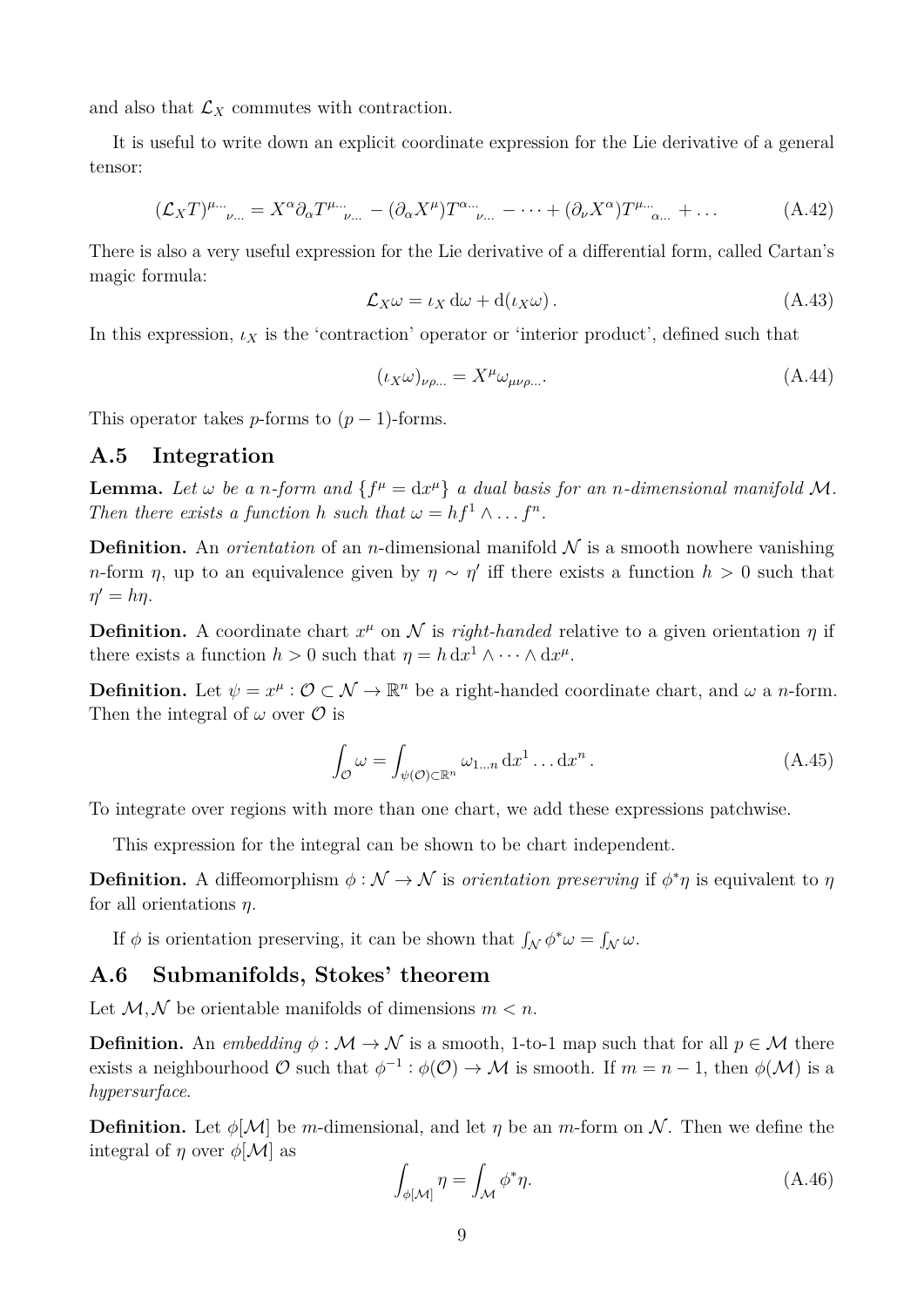and also that $\mathcal{L}_X$ commutes with contraction.

It is useful to write down an explicit coordinate expression for the Lie derivative of a general tensor:

$$(\mathcal{L}_X T)^{\mu\dots}{}_{\nu\dots} = X^\alpha \partial_\alpha T^{\mu\dots}{}_{\nu\dots} - (\partial_\alpha X^\mu) T^{\alpha\dots}{}_{\nu\dots} - \dots + (\partial_\nu X^\alpha) T^{\mu\dots}{}_{\alpha\dots} + \dots \tag{A.42}$$

There is also a very useful expression for the Lie derivative of a differential form, called Cartan's magic formula:

$$\mathcal{L}_X \omega = \iota_X \, \mathrm{d}\omega + \mathrm{d}(\iota_X \omega) \,. \tag{A.43}$$

In this expression, $\iota_X$ is the 'contraction' operator or 'interior product', defined such that

$$(\iota_X \omega)_{\nu\rho\dots} = X^\mu \omega_{\mu\nu\rho\dots}. \tag{A.44}$$

This operator takes $p$-forms to $(p-1)$-forms.

## A.5 Integration

**Lemma.** *Let $\omega$ be a $n$-form and $\{f^\mu = \mathrm{d}x^\mu\}$ a dual basis for an $n$-dimensional manifold $\mathcal{M}$. Then there exists a function $h$ such that $\omega = h f^1 \wedge \dots f^n$.*

**Definition.** An *orientation* of an $n$-dimensional manifold $\mathcal{N}$ is a smooth nowhere vanishing $n$-form $\eta$, up to an equivalence given by $\eta \sim \eta'$ iff there exists a function $h > 0$ such that $\eta' = h\eta$.

**Definition.** A coordinate chart $x^\mu$ on $\mathcal{N}$ is *right-handed* relative to a given orientation $\eta$ if there exists a function $h > 0$ such that $\eta = h \, \mathrm{d}x^1 \wedge \dots \wedge \mathrm{d}x^\mu$.

**Definition.** Let $\psi = x^\mu : \mathcal{O} \subset \mathcal{N} \to \mathbb{R}^n$ be a right-handed coordinate chart, and $\omega$ a $n$-form. Then the integral of $\omega$ over $\mathcal{O}$ is

$$\int_{\mathcal{O}} \omega = \int_{\psi(\mathcal{O}) \subset \mathbb{R}^n} \omega_{1\dots n} \, \mathrm{d}x^1 \dots \mathrm{d}x^n \,. \tag{A.45}$$

To integrate over regions with more than one chart, we add these expressions patchwise.

This expression for the integral can be shown to be chart independent.

**Definition.** A diffeomorphism $\phi : \mathcal{N} \to \mathcal{N}$ is *orientation preserving* if $\phi^* \eta$ is equivalent to $\eta$ for all orientations $\eta$.

If $\phi$ is orientation preserving, it can be shown that $\int_{\mathcal{N}} \phi^* \omega = \int_{\mathcal{N}} \omega$.

## A.6 Submanifolds, Stokes' theorem

Let $\mathcal{M}, \mathcal{N}$ be orientable manifolds of dimensions $m < n$.

**Definition.** An *embedding* $\phi : \mathcal{M} \to \mathcal{N}$ is a smooth, 1-to-1 map such that for all $p \in \mathcal{M}$ there exists a neighbourhood $\mathcal{O}$ such that $\phi^{-1} : \phi(\mathcal{O}) \to \mathcal{M}$ is smooth. If $m = n-1$, then $\phi(\mathcal{M})$ is a *hypersurface*.

**Definition.** Let $\phi[\mathcal{M}]$ be $m$-dimensional, and let $\eta$ be an $m$-form on $\mathcal{N}$. Then we define the integral of $\eta$ over $\phi[\mathcal{M}]$ as

$$\int_{\phi[\mathcal{M}]} \eta = \int_{\mathcal{M}} \phi^* \eta. \tag{A.46}$$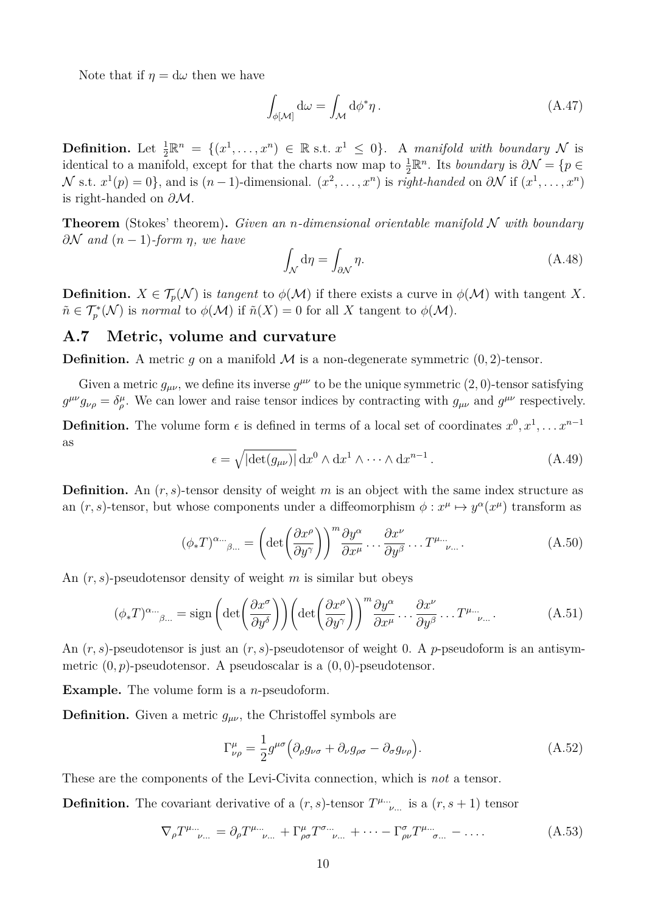Note that if $\eta = \mathrm{d}\omega$ then we have

$$\int_{\phi[\mathcal{M}]} \mathrm{d}\omega = \int_{\mathcal{M}} \mathrm{d}\phi^* \eta \,. \tag{A.47}$$

**Definition.** Let $\frac{1}{2}\mathbb{R}^n = \{(x^1, \dots, x^n) \in \mathbb{R} \text{ s.t. } x^1 \leq 0\}$. A *manifold with boundary* $\mathcal{N}$ is identical to a manifold, except for that the charts now map to $\frac{1}{2}\mathbb{R}^n$. Its *boundary* is $\partial\mathcal{N} = \{p \in \mathcal{N} \text{ s.t. } x^1(p) = 0\}$, and is $(n-1)$-dimensional. $(x^2, \dots, x^n)$ is *right-handed* on $\partial\mathcal{N}$ if $(x^1, \dots, x^n)$ is right-handed on $\partial\mathcal{M}$.

**Theorem** (Stokes' theorem)**.** *Given an $n$-dimensional orientable manifold $\mathcal{N}$ with boundary $\partial\mathcal{N}$ and $(n-1)$-form $\eta$, we have*

$$\int_{\mathcal{N}} \mathrm{d}\eta = \int_{\partial\mathcal{N}} \eta. \tag{A.48}$$

**Definition.** $X \in \mathcal{T}_p(\mathcal{N})$ is *tangent* to $\phi(\mathcal{M})$ if there exists a curve in $\phi(\mathcal{M})$ with tangent $X$. $\tilde{n} \in \mathcal{T}_p^*(\mathcal{N})$ is *normal* to $\phi(\mathcal{M})$ if $\tilde{n}(X) = 0$ for all $X$ tangent to $\phi(\mathcal{M})$.

## A.7 Metric, volume and curvature

**Definition.** A metric $g$ on a manifold $\mathcal{M}$ is a non-degenerate symmetric $(0,2)$-tensor.

Given a metric $g_{\mu\nu}$, we define its inverse $g^{\mu\nu}$ to be the unique symmetric $(2,0)$-tensor satisfying $g^{\mu\nu} g_{\nu\rho} = \delta^\mu_\rho$. We can lower and raise tensor indices by contracting with $g_{\mu\nu}$ and $g^{\mu\nu}$ respectively.

**Definition.** The volume form $\epsilon$ is defined in terms of a local set of coordinates $x^0, x^1, \dots x^{n-1}$ as

$$\epsilon = \sqrt{|\det(g_{\mu\nu})|}\, \mathrm{d}x^0 \wedge \mathrm{d}x^1 \wedge \dots \wedge \mathrm{d}x^{n-1} \,. \tag{A.49}$$

**Definition.** An $(r,s)$-tensor density of weight $m$ is an object with the same index structure as an $(r,s)$-tensor, but whose components under a diffeomorphism $\phi : x^\mu \mapsto y^\alpha(x^\mu)$ transform as

$$(\phi_* T)^{\alpha\dots}{}_{\beta\dots} = \left(\det\left(\frac{\partial x^\rho}{\partial y^\gamma}\right)\right)^m \frac{\partial y^\alpha}{\partial x^\mu} \dots \frac{\partial x^\nu}{\partial y^\beta} \dots T^{\mu\dots}{}_{\nu\dots} \,. \tag{A.50}$$

An $(r,s)$-pseudotensor density of weight $m$ is similar but obeys

$$(\phi_* T)^{\alpha\dots}{}_{\beta\dots} = \operatorname{sign}\left(\det\left(\frac{\partial x^\sigma}{\partial y^\delta}\right)\right) \left(\det\left(\frac{\partial x^\rho}{\partial y^\gamma}\right)\right)^m \frac{\partial y^\alpha}{\partial x^\mu} \dots \frac{\partial x^\nu}{\partial y^\beta} \dots T^{\mu\dots}{}_{\nu\dots} \,. \tag{A.51}$$

An $(r,s)$-pseudotensor is just an $(r,s)$-pseudotensor of weight 0. A $p$-pseudoform is an antisymmetric $(0,p)$-pseudotensor. A pseudoscalar is a $(0,0)$-pseudotensor.

**Example.** The volume form is a $n$-pseudoform.

**Definition.** Given a metric $g_{\mu\nu}$, the Christoffel symbols are

$$\Gamma^\mu_{\nu\rho} = \frac{1}{2} g^{\mu\sigma} \Big( \partial_\rho g_{\nu\sigma} + \partial_\nu g_{\rho\sigma} - \partial_\sigma g_{\nu\rho} \Big). \tag{A.52}$$

These are the components of the Levi-Civita connection, which is *not* a tensor.

**Definition.** The covariant derivative of a $(r,s)$-tensor $T^{\mu\dots}{}_{\nu\dots}$ is a $(r, s+1)$ tensor

$$\nabla_\rho T^{\mu\dots}{}_{\nu\dots} = \partial_\rho T^{\mu\dots}{}_{\nu\dots} + \Gamma^\mu_{\rho\sigma} T^{\sigma\dots}{}_{\nu\dots} + \dots - \Gamma^\sigma_{\rho\nu} T^{\mu\dots}{}_{\sigma\dots} - \dots \,. \tag{A.53}$$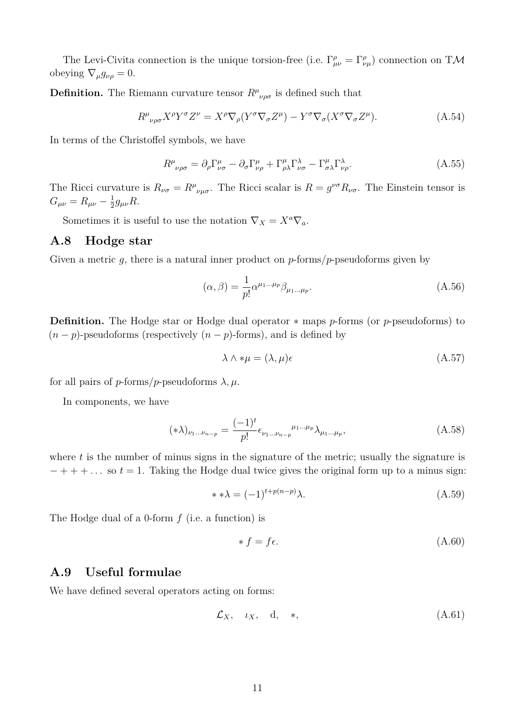The Levi-Civita connection is the unique torsion-free (i.e. $\Gamma^\rho_{\mu\nu} = \Gamma^\rho_{\nu\mu}$) connection on $\mathrm{T}\mathcal{M}$ obeying $\nabla_\mu g_{\nu\rho} = 0$.

**Definition.** The Riemann curvature tensor $R^\mu{}_{\nu\rho\sigma}$ is defined such that

$$R^\mu{}_{\nu\rho\sigma} X^\rho Y^\sigma Z^\nu = X^\rho \nabla_\rho (Y^\sigma \nabla_\sigma Z^\mu) - Y^\sigma \nabla_\sigma (X^\sigma \nabla_\sigma Z^\mu). \tag{A.54}$$

In terms of the Christoffel symbols, we have

$$R^\mu{}_{\nu\rho\sigma} = \partial_\rho \Gamma^\mu_{\nu\sigma} - \partial_\sigma \Gamma^\mu_{\nu\rho} + \Gamma^\mu_{\rho\lambda}\Gamma^\lambda_{\nu\sigma} - \Gamma^\mu_{\sigma\lambda}\Gamma^\lambda_{\nu\rho}. \tag{A.55}$$

The Ricci curvature is $R_{\nu\sigma} = R^\mu{}_{\nu\mu\sigma}$. The Ricci scalar is $R = g^{\nu\sigma} R_{\nu\sigma}$. The Einstein tensor is $G_{\mu\nu} = R_{\mu\nu} - \frac{1}{2} g_{\mu\nu} R$.

Sometimes it is useful to use the notation $\nabla_X = X^a \nabla_a$.

## A.8 Hodge star

Given a metric $g$, there is a natural inner product on $p$-forms/$p$-pseudoforms given by

$$(\alpha, \beta) = \frac{1}{p!} \alpha^{\mu_1 \ldots \mu_p} \beta_{\mu_1 \ldots \mu_p}. \tag{A.56}$$

**Definition.** The Hodge star or Hodge dual operator $*$ maps $p$-forms (or $p$-pseudoforms) to $(n-p)$-pseudoforms (respectively $(n-p)$-forms), and is defined by

$$\lambda \wedge *\mu = (\lambda, \mu)\epsilon \tag{A.57}$$

for all pairs of $p$-forms/$p$-pseudoforms $\lambda, \mu$.

In components, we have

$$(*\lambda)_{\nu_1 \ldots \nu_{n-p}} = \frac{(-1)^t}{p!} \epsilon_{\nu_1 \ldots \nu_{n-p}}{}^{\mu_1 \ldots \mu_p} \lambda_{\mu_1 \ldots \mu_p}, \tag{A.58}$$

where $t$ is the number of minus signs in the signature of the metric; usually the signature is $-+++\ldots$ so $t = 1$. Taking the Hodge dual twice gives the original form up to a minus sign:

$$**\lambda = (-1)^{t + p(n-p)} \lambda. \tag{A.59}$$

The Hodge dual of a 0-form $f$ (i.e. a function) is

$$*f = f\epsilon. \tag{A.60}$$

## A.9 Useful formulae

We have defined several operators acting on forms:

$$\mathcal{L}_X, \quad \iota_X, \quad \mathrm{d}, \quad *, \tag{A.61}$$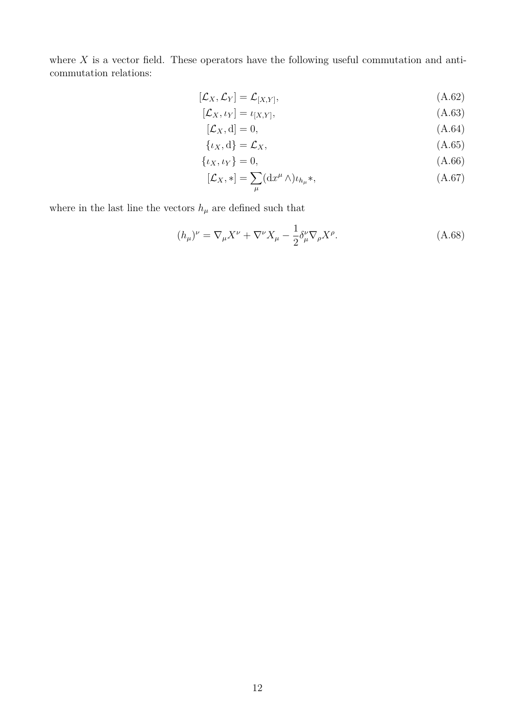where $X$ is a vector field. These operators have the following useful commutation and anti-commutation relations:

$$[\mathcal{L}_X, \mathcal{L}_Y] = \mathcal{L}_{[X,Y]}, \tag{A.62}$$

$$[\mathcal{L}_X, \iota_Y] = \iota_{[X,Y]}, \tag{A.63}$$

$$[\mathcal{L}_X, \mathrm{d}] = 0, \tag{A.64}$$

$$\{\iota_X, \mathrm{d}\} = \mathcal{L}_X, \tag{A.65}$$

$$\{\iota_X, \iota_Y\} = 0, \tag{A.66}$$

$$[\mathcal{L}_X, *] = \sum_\mu (\mathrm{d}x^\mu \wedge) \iota_{h_\mu} *, \tag{A.67}$$

where in the last line the vectors $h_\mu$ are defined such that

$$(h_\mu)^\nu = \nabla_\mu X^\nu + \nabla^\nu X_\mu - \frac{1}{2} \delta^\nu_\mu \nabla_\rho X^\rho. \tag{A.68}$$